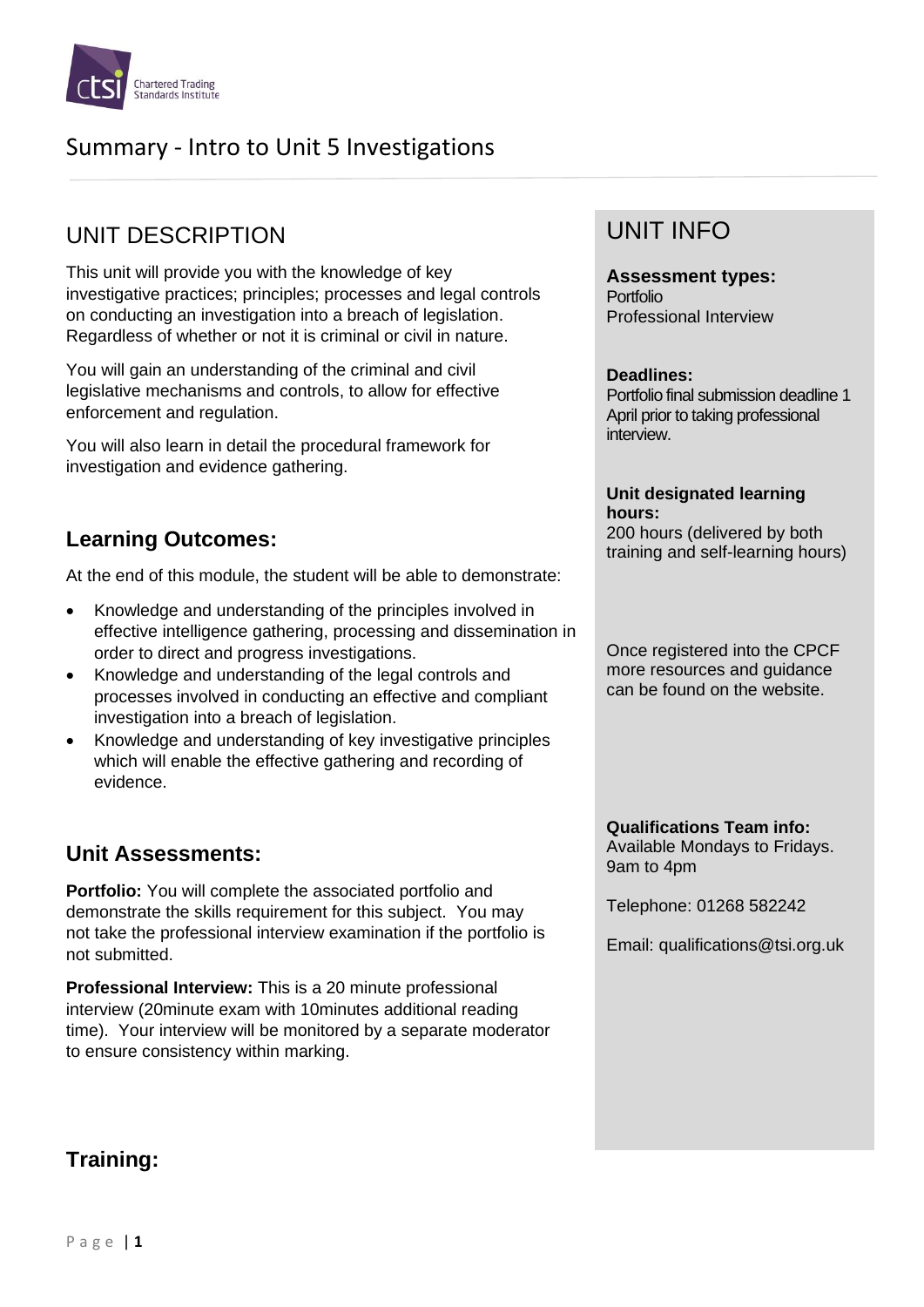# Summary - Intro to Unit 5 Investigations

## UNIT DESCRIPTION

This unit will provide you with the knowledge of key investigative practices; principles; processes and legal controls on conducting an investigation into a breach of legislation. Regardless of whether or not it is criminal or civil in nature.

You will gain an understanding of the criminal and civil legislative mechanisms and controls, to allow for effective enforcement and regulation.

You will also learn in detail the procedural framework for investigation and evidence gathering.

### Learning Outcomes:

At the end of this module, the student will be able to demonstrate:

- Knowledge and understanding of the principles involved in effective intelligence gathering, processing and dissemination in order to direct and progress investigations.
- Knowledge and understanding of the legal controls and processes involved in conducting an effective and compliant investigation into a breach of legislation.
- Knowledge and understanding of key investigative principles which will enable the effective gathering and recording of evidence.

### Unit Assessments:

**Portfolio:** You will complete the associated portfolio and demonstrate the skills requirement for this subject. You may not take the professional interview examination if the portfolio is not submitted.

**Professional Interview:** This is a 20 minute professional interview (20minute exam with 10minutes additional reading time). Your interview will be monitored by a separate moderator to ensure consistency within marking.

### Training:

## UNIT INFO

**Assessment types:**
Portfolio
Professional Interview

**Deadlines:**
Portfolio final submission deadline 1 April prior to taking professional interview.

**Unit designated learning hours:**
200 hours (delivered by both training and self-learning hours)

Once registered into the CPCF more resources and guidance can be found on the website.

**Qualifications Team info:**
Available Mondays to Fridays.
9am to 4pm

Telephone: 01268 582242

Email: qualifications@tsi.org.uk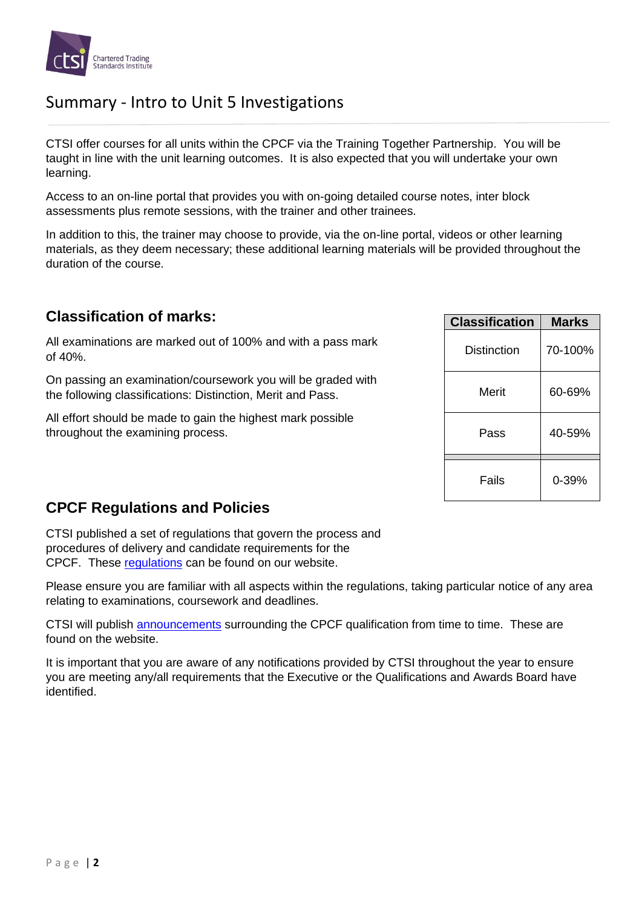# Summary - Intro to Unit 5 Investigations

CTSI offer courses for all units within the CPCF via the Training Together Partnership. You will be taught in line with the unit learning outcomes. It is also expected that you will undertake your own learning.

Access to an on-line portal that provides you with on-going detailed course notes, inter block assessments plus remote sessions, with the trainer and other trainees.

In addition to this, the trainer may choose to provide, via the on-line portal, videos or other learning materials, as they deem necessary; these additional learning materials will be provided throughout the duration of the course.

## Classification of marks:

All examinations are marked out of 100% and with a pass mark of 40%.

On passing an examination/coursework you will be graded with the following classifications: Distinction, Merit and Pass.

All effort should be made to gain the highest mark possible throughout the examining process.

| Classification | Marks |
|---|---|
| Distinction | 70-100% |
| Merit | 60-69% |
| Pass | 40-59% |
| Fails | 0-39% |

## CPCF Regulations and Policies

CTSI published a set of regulations that govern the process and procedures of delivery and candidate requirements for the CPCF. These regulations can be found on our website.

Please ensure you are familiar with all aspects within the regulations, taking particular notice of any area relating to examinations, coursework and deadlines.

CTSI will publish announcements surrounding the CPCF qualification from time to time. These are found on the website.

It is important that you are aware of any notifications provided by CTSI throughout the year to ensure you are meeting any/all requirements that the Executive or the Qualifications and Awards Board have identified.